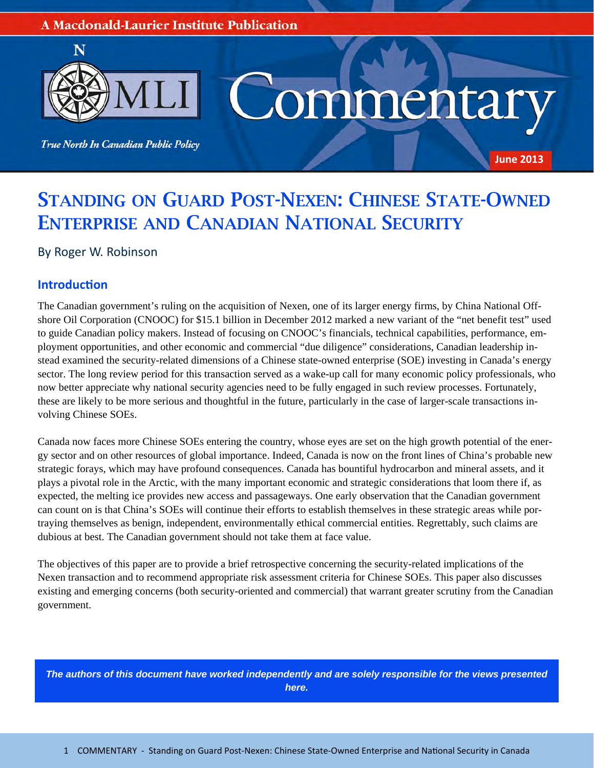A Macdonald-Laurier Institute Publication

MLI

True North In Canadian Public Policy

Commentary

June 2013

# Standing on Guard Post-Nexen: Chinese State-Owned Enterprise and Canadian National Security

By Roger W. Robinson

## Introduction

The Canadian government's ruling on the acquisition of Nexen, one of its larger energy firms, by China National Offshore Oil Corporation (CNOOC) for $15.1 billion in December 2012 marked a new variant of the "net benefit test" used to guide Canadian policy makers. Instead of focusing on CNOOC's financials, technical capabilities, performance, employment opportunities, and other economic and commercial "due diligence" considerations, Canadian leadership instead examined the security-related dimensions of a Chinese state-owned enterprise (SOE) investing in Canada's energy sector. The long review period for this transaction served as a wake-up call for many economic policy professionals, who now better appreciate why national security agencies need to be fully engaged in such review processes. Fortunately, these are likely to be more serious and thoughtful in the future, particularly in the case of larger-scale transactions involving Chinese SOEs.

Canada now faces more Chinese SOEs entering the country, whose eyes are set on the high growth potential of the energy sector and on other resources of global importance. Indeed, Canada is now on the front lines of China's probable new strategic forays, which may have profound consequences. Canada has bountiful hydrocarbon and mineral assets, and it plays a pivotal role in the Arctic, with the many important economic and strategic considerations that loom there if, as expected, the melting ice provides new access and passageways. One early observation that the Canadian government can count on is that China's SOEs will continue their efforts to establish themselves in these strategic areas while portraying themselves as benign, independent, environmentally ethical commercial entities. Regrettably, such claims are dubious at best. The Canadian government should not take them at face value.

The objectives of this paper are to provide a brief retrospective concerning the security-related implications of the Nexen transaction and to recommend appropriate risk assessment criteria for Chinese SOEs. This paper also discusses existing and emerging concerns (both security-oriented and commercial) that warrant greater scrutiny from the Canadian government.

***The authors of this document have worked independently and are solely responsible for the views presented here.***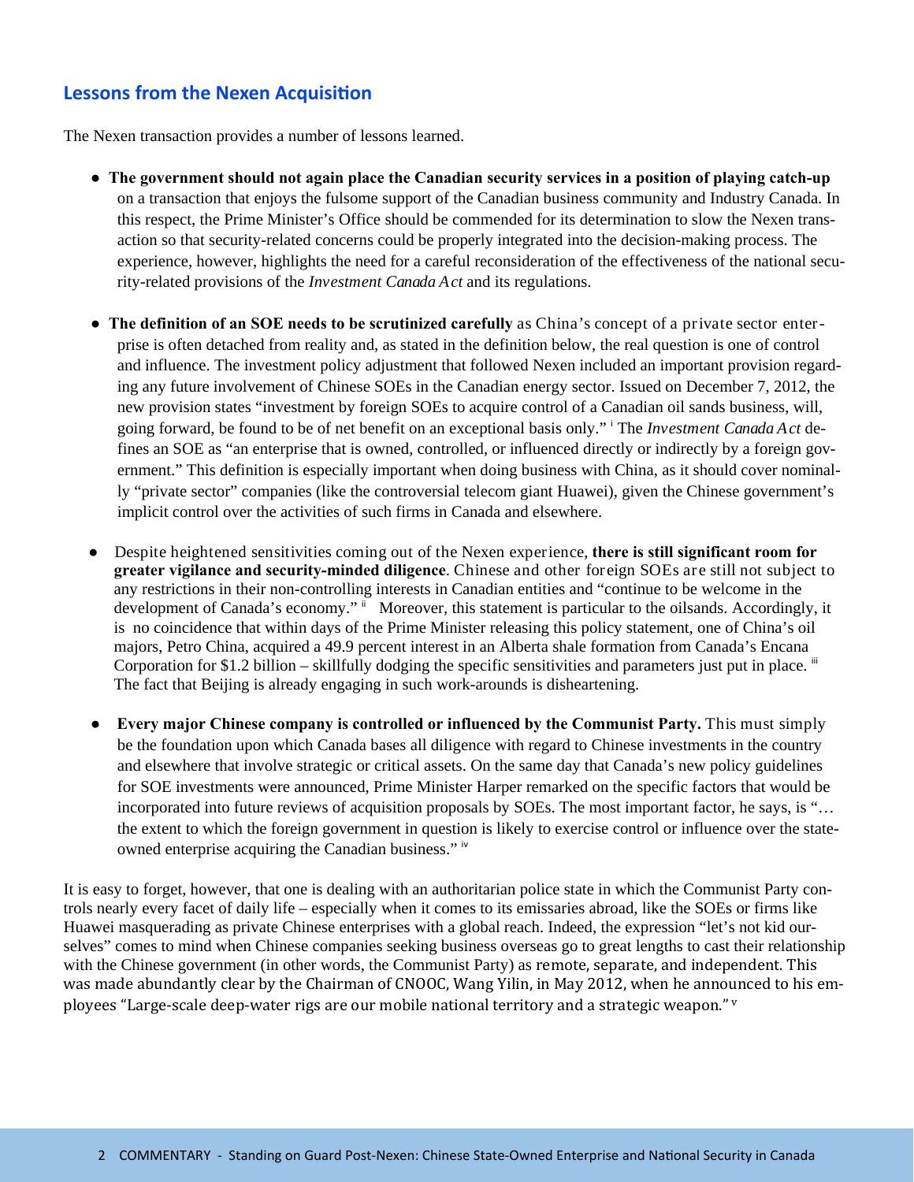## Lessons from the Nexen Acquisition

The Nexen transaction provides a number of lessons learned.

- **The government should not again place the Canadian security services in a position of playing catch-up** on a transaction that enjoys the fulsome support of the Canadian business community and Industry Canada. In this respect, the Prime Minister's Office should be commended for its determination to slow the Nexen transaction so that security-related concerns could be properly integrated into the decision-making process. The experience, however, highlights the need for a careful reconsideration of the effectiveness of the national security-related provisions of the *Investment Canada Act* and its regulations.

- **The definition of an SOE needs to be scrutinized carefully** as China's concept of a private sector enterprise is often detached from reality and, as stated in the definition below, the real question is one of control and influence. The investment policy adjustment that followed Nexen included an important provision regarding any future involvement of Chinese SOEs in the Canadian energy sector. Issued on December 7, 2012, the new provision states "investment by foreign SOEs to acquire control of a Canadian oil sands business, will, going forward, be found to be of net benefit on an exceptional basis only." [i] The *Investment Canada Act* defines an SOE as "an enterprise that is owned, controlled, or influenced directly or indirectly by a foreign government." This definition is especially important when doing business with China, as it should cover nominally "private sector" companies (like the controversial telecom giant Huawei), given the Chinese government's implicit control over the activities of such firms in Canada and elsewhere.

- Despite heightened sensitivities coming out of the Nexen experience, **there is still significant room for greater vigilance and security-minded diligence**. Chinese and other foreign SOEs are still not subject to any restrictions in their non-controlling interests in Canadian entities and "continue to be welcome in the development of Canada's economy." [ii] Moreover, this statement is particular to the oilsands. Accordingly, it is no coincidence that within days of the Prime Minister releasing this policy statement, one of China's oil majors, Petro China, acquired a 49.9 percent interest in an Alberta shale formation from Canada's Encana Corporation for $1.2 billion – skillfully dodging the specific sensitivities and parameters just put in place. [iii] The fact that Beijing is already engaging in such work-arounds is disheartening.

- **Every major Chinese company is controlled or influenced by the Communist Party.** This must simply be the foundation upon which Canada bases all diligence with regard to Chinese investments in the country and elsewhere that involve strategic or critical assets. On the same day that Canada's new policy guidelines for SOE investments were announced, Prime Minister Harper remarked on the specific factors that would be incorporated into future reviews of acquisition proposals by SOEs. The most important factor, he says, is "… the extent to which the foreign government in question is likely to exercise control or influence over the state-owned enterprise acquiring the Canadian business." [iv]

It is easy to forget, however, that one is dealing with an authoritarian police state in which the Communist Party controls nearly every facet of daily life – especially when it comes to its emissaries abroad, like the SOEs or firms like Huawei masquerading as private Chinese enterprises with a global reach. Indeed, the expression "let's not kid ourselves" comes to mind when Chinese companies seeking business overseas go to great lengths to cast their relationship with the Chinese government (in other words, the Communist Party) as remote, separate, and independent. This was made abundantly clear by the Chairman of CNOOC, Wang Yilin, in May 2012, when he announced to his employees "Large-scale deep-water rigs are our mobile national territory and a strategic weapon." [v]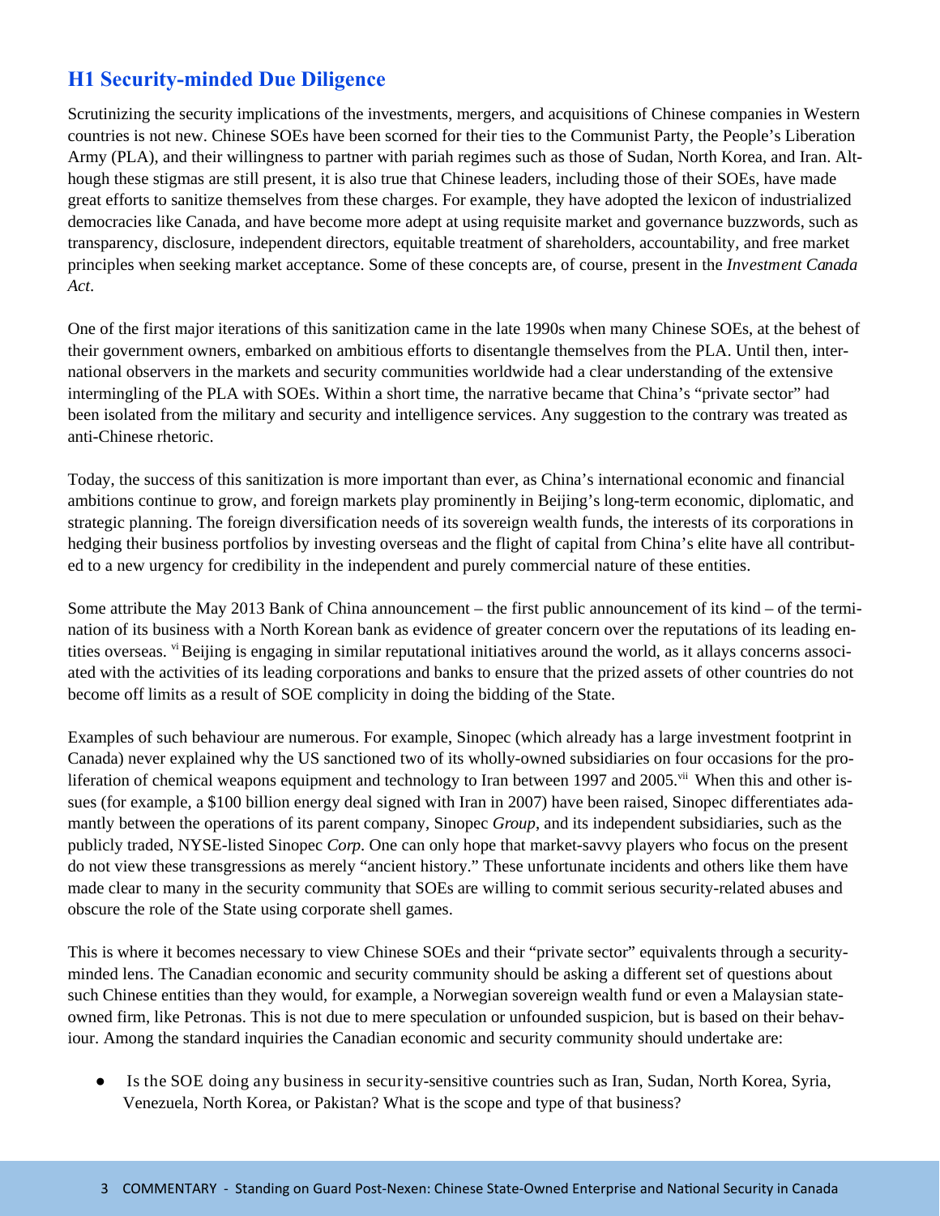# H1 Security-minded Due Diligence

Scrutinizing the security implications of the investments, mergers, and acquisitions of Chinese companies in Western countries is not new. Chinese SOEs have been scorned for their ties to the Communist Party, the People's Liberation Army (PLA), and their willingness to partner with pariah regimes such as those of Sudan, North Korea, and Iran. Although these stigmas are still present, it is also true that Chinese leaders, including those of their SOEs, have made great efforts to sanitize themselves from these charges. For example, they have adopted the lexicon of industrialized democracies like Canada, and have become more adept at using requisite market and governance buzzwords, such as transparency, disclosure, independent directors, equitable treatment of shareholders, accountability, and free market principles when seeking market acceptance. Some of these concepts are, of course, present in the *Investment Canada Act*.

One of the first major iterations of this sanitization came in the late 1990s when many Chinese SOEs, at the behest of their government owners, embarked on ambitious efforts to disentangle themselves from the PLA. Until then, international observers in the markets and security communities worldwide had a clear understanding of the extensive intermingling of the PLA with SOEs. Within a short time, the narrative became that China's "private sector" had been isolated from the military and security and intelligence services. Any suggestion to the contrary was treated as anti-Chinese rhetoric.

Today, the success of this sanitization is more important than ever, as China's international economic and financial ambitions continue to grow, and foreign markets play prominently in Beijing's long-term economic, diplomatic, and strategic planning. The foreign diversification needs of its sovereign wealth funds, the interests of its corporations in hedging their business portfolios by investing overseas and the flight of capital from China's elite have all contributed to a new urgency for credibility in the independent and purely commercial nature of these entities.

Some attribute the May 2013 Bank of China announcement – the first public announcement of its kind – of the termination of its business with a North Korean bank as evidence of greater concern over the reputations of its leading entities overseas. [vi] Beijing is engaging in similar reputational initiatives around the world, as it allays concerns associated with the activities of its leading corporations and banks to ensure that the prized assets of other countries do not become off limits as a result of SOE complicity in doing the bidding of the State.

Examples of such behaviour are numerous. For example, Sinopec (which already has a large investment footprint in Canada) never explained why the US sanctioned two of its wholly-owned subsidiaries on four occasions for the proliferation of chemical weapons equipment and technology to Iran between 1997 and 2005.[vii] When this and other issues (for example, a $100 billion energy deal signed with Iran in 2007) have been raised, Sinopec differentiates adamantly between the operations of its parent company, Sinopec *Group*, and its independent subsidiaries, such as the publicly traded, NYSE-listed Sinopec *Corp*. One can only hope that market-savvy players who focus on the present do not view these transgressions as merely "ancient history." These unfortunate incidents and others like them have made clear to many in the security community that SOEs are willing to commit serious security-related abuses and obscure the role of the State using corporate shell games.

This is where it becomes necessary to view Chinese SOEs and their "private sector" equivalents through a security-minded lens. The Canadian economic and security community should be asking a different set of questions about such Chinese entities than they would, for example, a Norwegian sovereign wealth fund or even a Malaysian state-owned firm, like Petronas. This is not due to mere speculation or unfounded suspicion, but is based on their behaviour. Among the standard inquiries the Canadian economic and security community should undertake are:

- Is the SOE doing any business in security-sensitive countries such as Iran, Sudan, North Korea, Syria, Venezuela, North Korea, or Pakistan? What is the scope and type of that business?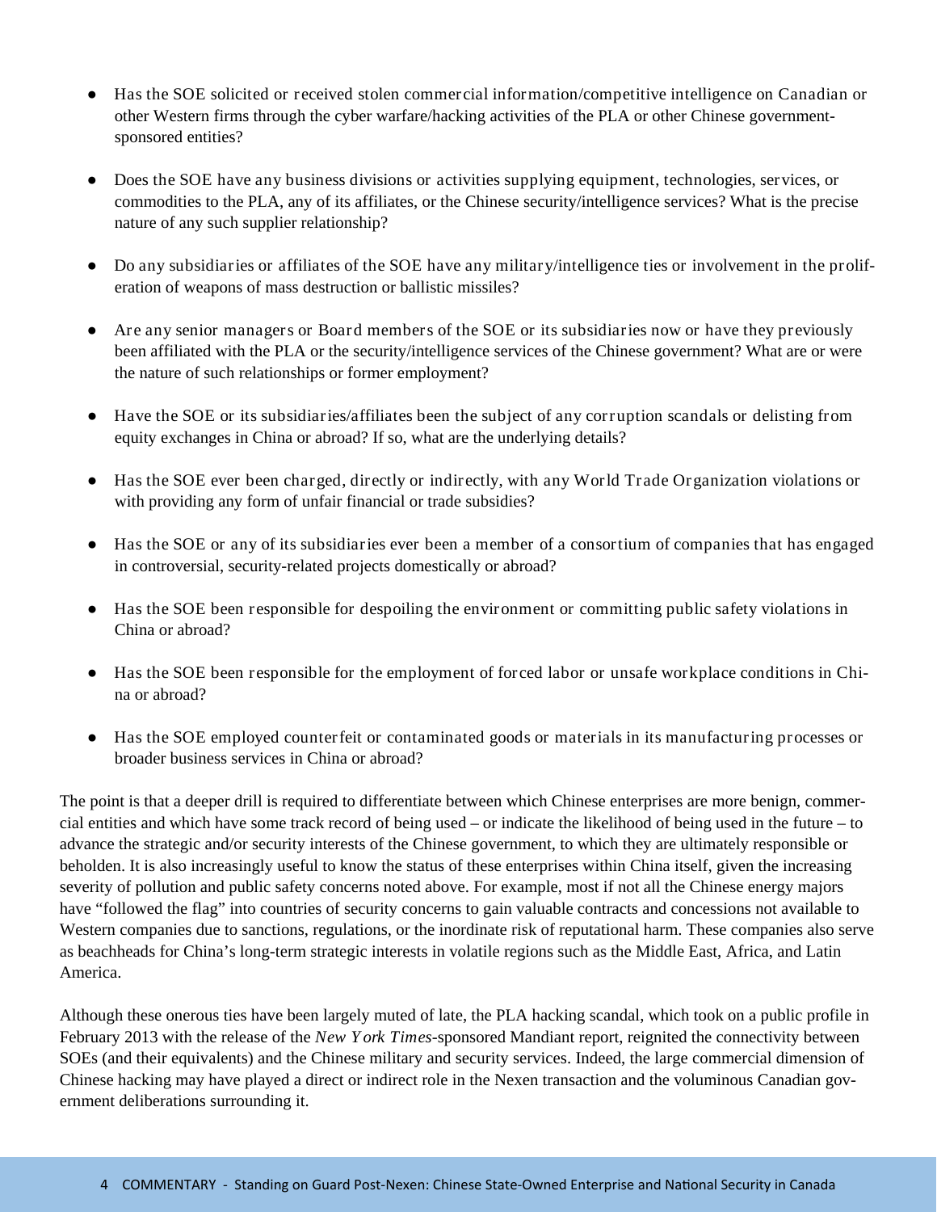- Has the SOE solicited or received stolen commercial information/competitive intelligence on Canadian or other Western firms through the cyber warfare/hacking activities of the PLA or other Chinese government-sponsored entities?

- Does the SOE have any business divisions or activities supplying equipment, technologies, services, or commodities to the PLA, any of its affiliates, or the Chinese security/intelligence services? What is the precise nature of any such supplier relationship?

- Do any subsidiaries or affiliates of the SOE have any military/intelligence ties or involvement in the proliferation of weapons of mass destruction or ballistic missiles?

- Are any senior managers or Board members of the SOE or its subsidiaries now or have they previously been affiliated with the PLA or the security/intelligence services of the Chinese government? What are or were the nature of such relationships or former employment?

- Have the SOE or its subsidiaries/affiliates been the subject of any corruption scandals or delisting from equity exchanges in China or abroad? If so, what are the underlying details?

- Has the SOE ever been charged, directly or indirectly, with any World Trade Organization violations or with providing any form of unfair financial or trade subsidies?

- Has the SOE or any of its subsidiaries ever been a member of a consortium of companies that has engaged in controversial, security-related projects domestically or abroad?

- Has the SOE been responsible for despoiling the environment or committing public safety violations in China or abroad?

- Has the SOE been responsible for the employment of forced labor or unsafe workplace conditions in China or abroad?

- Has the SOE employed counterfeit or contaminated goods or materials in its manufacturing processes or broader business services in China or abroad?

The point is that a deeper drill is required to differentiate between which Chinese enterprises are more benign, commercial entities and which have some track record of being used – or indicate the likelihood of being used in the future – to advance the strategic and/or security interests of the Chinese government, to which they are ultimately responsible or beholden. It is also increasingly useful to know the status of these enterprises within China itself, given the increasing severity of pollution and public safety concerns noted above. For example, most if not all the Chinese energy majors have "followed the flag" into countries of security concerns to gain valuable contracts and concessions not available to Western companies due to sanctions, regulations, or the inordinate risk of reputational harm. These companies also serve as beachheads for China's long-term strategic interests in volatile regions such as the Middle East, Africa, and Latin America.

Although these onerous ties have been largely muted of late, the PLA hacking scandal, which took on a public profile in February 2013 with the release of the *New York Times*-sponsored Mandiant report, reignited the connectivity between SOEs (and their equivalents) and the Chinese military and security services. Indeed, the large commercial dimension of Chinese hacking may have played a direct or indirect role in the Nexen transaction and the voluminous Canadian government deliberations surrounding it.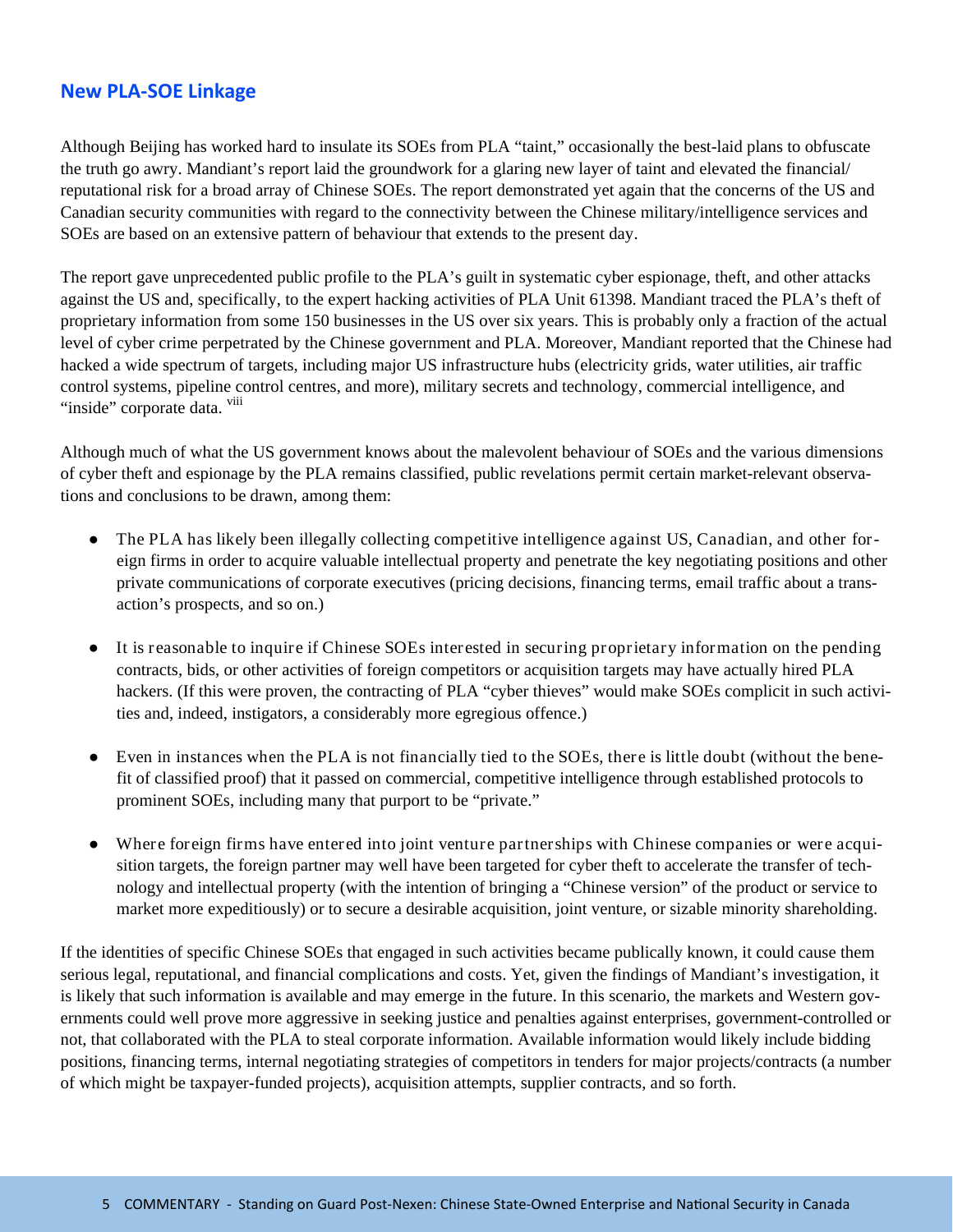## New PLA-SOE Linkage

Although Beijing has worked hard to insulate its SOEs from PLA "taint," occasionally the best-laid plans to obfuscate the truth go awry. Mandiant's report laid the groundwork for a glaring new layer of taint and elevated the financial/ reputational risk for a broad array of Chinese SOEs. The report demonstrated yet again that the concerns of the US and Canadian security communities with regard to the connectivity between the Chinese military/intelligence services and SOEs are based on an extensive pattern of behaviour that extends to the present day.

The report gave unprecedented public profile to the PLA's guilt in systematic cyber espionage, theft, and other attacks against the US and, specifically, to the expert hacking activities of PLA Unit 61398. Mandiant traced the PLA's theft of proprietary information from some 150 businesses in the US over six years. This is probably only a fraction of the actual level of cyber crime perpetrated by the Chinese government and PLA. Moreover, Mandiant reported that the Chinese had hacked a wide spectrum of targets, including major US infrastructure hubs (electricity grids, water utilities, air traffic control systems, pipeline control centres, and more), military secrets and technology, commercial intelligence, and "inside" corporate data. [viii]

Although much of what the US government knows about the malevolent behaviour of SOEs and the various dimensions of cyber theft and espionage by the PLA remains classified, public revelations permit certain market-relevant observations and conclusions to be drawn, among them:

- The PLA has likely been illegally collecting competitive intelligence against US, Canadian, and other foreign firms in order to acquire valuable intellectual property and penetrate the key negotiating positions and other private communications of corporate executives (pricing decisions, financing terms, email traffic about a transaction's prospects, and so on.)
- It is reasonable to inquire if Chinese SOEs interested in securing proprietary information on the pending contracts, bids, or other activities of foreign competitors or acquisition targets may have actually hired PLA hackers. (If this were proven, the contracting of PLA "cyber thieves" would make SOEs complicit in such activities and, indeed, instigators, a considerably more egregious offence.)
- Even in instances when the PLA is not financially tied to the SOEs, there is little doubt (without the benefit of classified proof) that it passed on commercial, competitive intelligence through established protocols to prominent SOEs, including many that purport to be "private."
- Where foreign firms have entered into joint venture partnerships with Chinese companies or were acquisition targets, the foreign partner may well have been targeted for cyber theft to accelerate the transfer of technology and intellectual property (with the intention of bringing a "Chinese version" of the product or service to market more expeditiously) or to secure a desirable acquisition, joint venture, or sizable minority shareholding.

If the identities of specific Chinese SOEs that engaged in such activities became publically known, it could cause them serious legal, reputational, and financial complications and costs. Yet, given the findings of Mandiant's investigation, it is likely that such information is available and may emerge in the future. In this scenario, the markets and Western governments could well prove more aggressive in seeking justice and penalties against enterprises, government-controlled or not, that collaborated with the PLA to steal corporate information. Available information would likely include bidding positions, financing terms, internal negotiating strategies of competitors in tenders for major projects/contracts (a number of which might be taxpayer-funded projects), acquisition attempts, supplier contracts, and so forth.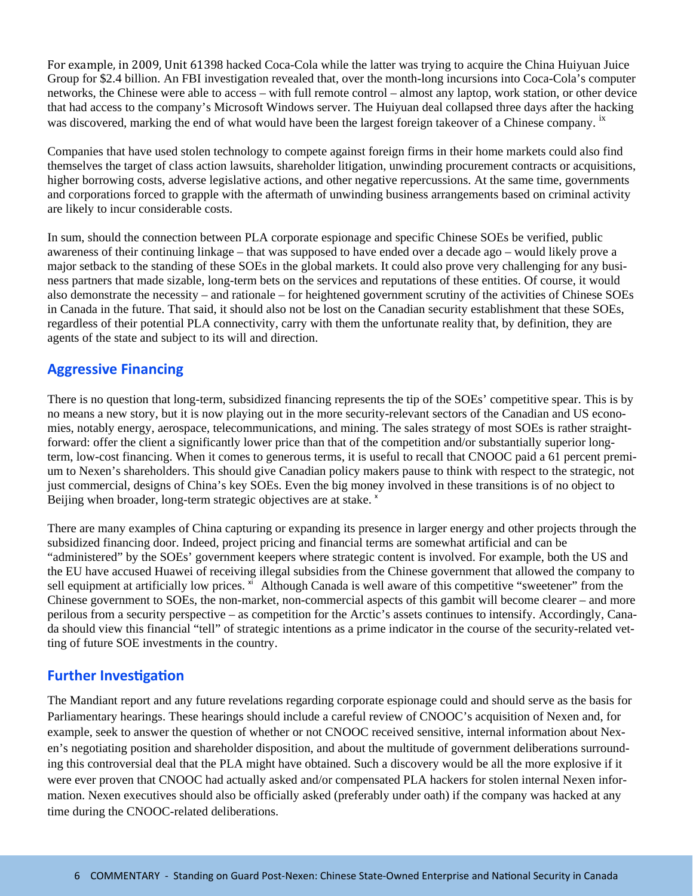For example, in 2009, Unit 61398 hacked Coca-Cola while the latter was trying to acquire the China Huiyuan Juice Group for $2.4 billion. An FBI investigation revealed that, over the month-long incursions into Coca-Cola's computer networks, the Chinese were able to access – with full remote control – almost any laptop, work station, or other device that had access to the company's Microsoft Windows server. The Huiyuan deal collapsed three days after the hacking was discovered, marking the end of what would have been the largest foreign takeover of a Chinese company. [ix]

Companies that have used stolen technology to compete against foreign firms in their home markets could also find themselves the target of class action lawsuits, shareholder litigation, unwinding procurement contracts or acquisitions, higher borrowing costs, adverse legislative actions, and other negative repercussions. At the same time, governments and corporations forced to grapple with the aftermath of unwinding business arrangements based on criminal activity are likely to incur considerable costs.

In sum, should the connection between PLA corporate espionage and specific Chinese SOEs be verified, public awareness of their continuing linkage – that was supposed to have ended over a decade ago – would likely prove a major setback to the standing of these SOEs in the global markets. It could also prove very challenging for any business partners that made sizable, long-term bets on the services and reputations of these entities. Of course, it would also demonstrate the necessity – and rationale – for heightened government scrutiny of the activities of Chinese SOEs in Canada in the future. That said, it should also not be lost on the Canadian security establishment that these SOEs, regardless of their potential PLA connectivity, carry with them the unfortunate reality that, by definition, they are agents of the state and subject to its will and direction.

## Aggressive Financing

There is no question that long-term, subsidized financing represents the tip of the SOEs' competitive spear. This is by no means a new story, but it is now playing out in the more security-relevant sectors of the Canadian and US economies, notably energy, aerospace, telecommunications, and mining. The sales strategy of most SOEs is rather straightforward: offer the client a significantly lower price than that of the competition and/or substantially superior long-term, low-cost financing. When it comes to generous terms, it is useful to recall that CNOOC paid a 61 percent premium to Nexen's shareholders. This should give Canadian policy makers pause to think with respect to the strategic, not just commercial, designs of China's key SOEs. Even the big money involved in these transitions is of no object to Beijing when broader, long-term strategic objectives are at stake. [x]

There are many examples of China capturing or expanding its presence in larger energy and other projects through the subsidized financing door. Indeed, project pricing and financial terms are somewhat artificial and can be "administered" by the SOEs' government keepers where strategic content is involved. For example, both the US and the EU have accused Huawei of receiving illegal subsidies from the Chinese government that allowed the company to sell equipment at artificially low prices. [xi] Although Canada is well aware of this competitive "sweetener" from the Chinese government to SOEs, the non-market, non-commercial aspects of this gambit will become clearer – and more perilous from a security perspective – as competition for the Arctic's assets continues to intensify. Accordingly, Canada should view this financial "tell" of strategic intentions as a prime indicator in the course of the security-related vetting of future SOE investments in the country.

## Further Investigation

The Mandiant report and any future revelations regarding corporate espionage could and should serve as the basis for Parliamentary hearings. These hearings should include a careful review of CNOOC's acquisition of Nexen and, for example, seek to answer the question of whether or not CNOOC received sensitive, internal information about Nexen's negotiating position and shareholder disposition, and about the multitude of government deliberations surrounding this controversial deal that the PLA might have obtained. Such a discovery would be all the more explosive if it were ever proven that CNOOC had actually asked and/or compensated PLA hackers for stolen internal Nexen information. Nexen executives should also be officially asked (preferably under oath) if the company was hacked at any time during the CNOOC-related deliberations.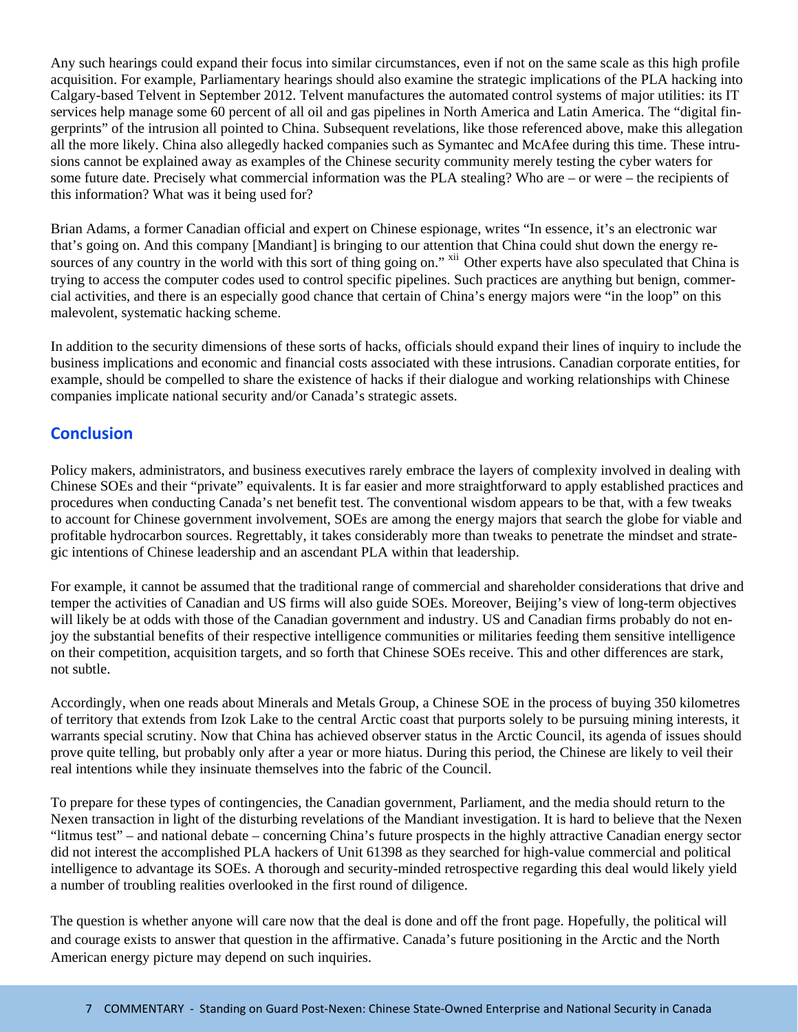Any such hearings could expand their focus into similar circumstances, even if not on the same scale as this high profile acquisition. For example, Parliamentary hearings should also examine the strategic implications of the PLA hacking into Calgary-based Telvent in September 2012. Telvent manufactures the automated control systems of major utilities: its IT services help manage some 60 percent of all oil and gas pipelines in North America and Latin America. The "digital fingerprints" of the intrusion all pointed to China. Subsequent revelations, like those referenced above, make this allegation all the more likely. China also allegedly hacked companies such as Symantec and McAfee during this time. These intrusions cannot be explained away as examples of the Chinese security community merely testing the cyber waters for some future date. Precisely what commercial information was the PLA stealing? Who are – or were – the recipients of this information? What was it being used for?

Brian Adams, a former Canadian official and expert on Chinese espionage, writes "In essence, it's an electronic war that's going on. And this company [Mandiant] is bringing to our attention that China could shut down the energy resources of any country in the world with this sort of thing going on." [xii] Other experts have also speculated that China is trying to access the computer codes used to control specific pipelines. Such practices are anything but benign, commercial activities, and there is an especially good chance that certain of China's energy majors were "in the loop" on this malevolent, systematic hacking scheme.

In addition to the security dimensions of these sorts of hacks, officials should expand their lines of inquiry to include the business implications and economic and financial costs associated with these intrusions. Canadian corporate entities, for example, should be compelled to share the existence of hacks if their dialogue and working relationships with Chinese companies implicate national security and/or Canada's strategic assets.

## Conclusion

Policy makers, administrators, and business executives rarely embrace the layers of complexity involved in dealing with Chinese SOEs and their "private" equivalents. It is far easier and more straightforward to apply established practices and procedures when conducting Canada's net benefit test. The conventional wisdom appears to be that, with a few tweaks to account for Chinese government involvement, SOEs are among the energy majors that search the globe for viable and profitable hydrocarbon sources. Regrettably, it takes considerably more than tweaks to penetrate the mindset and strategic intentions of Chinese leadership and an ascendant PLA within that leadership.

For example, it cannot be assumed that the traditional range of commercial and shareholder considerations that drive and temper the activities of Canadian and US firms will also guide SOEs. Moreover, Beijing's view of long-term objectives will likely be at odds with those of the Canadian government and industry. US and Canadian firms probably do not enjoy the substantial benefits of their respective intelligence communities or militaries feeding them sensitive intelligence on their competition, acquisition targets, and so forth that Chinese SOEs receive. This and other differences are stark, not subtle.

Accordingly, when one reads about Minerals and Metals Group, a Chinese SOE in the process of buying 350 kilometres of territory that extends from Izok Lake to the central Arctic coast that purports solely to be pursuing mining interests, it warrants special scrutiny. Now that China has achieved observer status in the Arctic Council, its agenda of issues should prove quite telling, but probably only after a year or more hiatus. During this period, the Chinese are likely to veil their real intentions while they insinuate themselves into the fabric of the Council.

To prepare for these types of contingencies, the Canadian government, Parliament, and the media should return to the Nexen transaction in light of the disturbing revelations of the Mandiant investigation. It is hard to believe that the Nexen "litmus test" – and national debate – concerning China's future prospects in the highly attractive Canadian energy sector did not interest the accomplished PLA hackers of Unit 61398 as they searched for high-value commercial and political intelligence to advantage its SOEs. A thorough and security-minded retrospective regarding this deal would likely yield a number of troubling realities overlooked in the first round of diligence.

The question is whether anyone will care now that the deal is done and off the front page. Hopefully, the political will and courage exists to answer that question in the affirmative. Canada's future positioning in the Arctic and the North American energy picture may depend on such inquiries.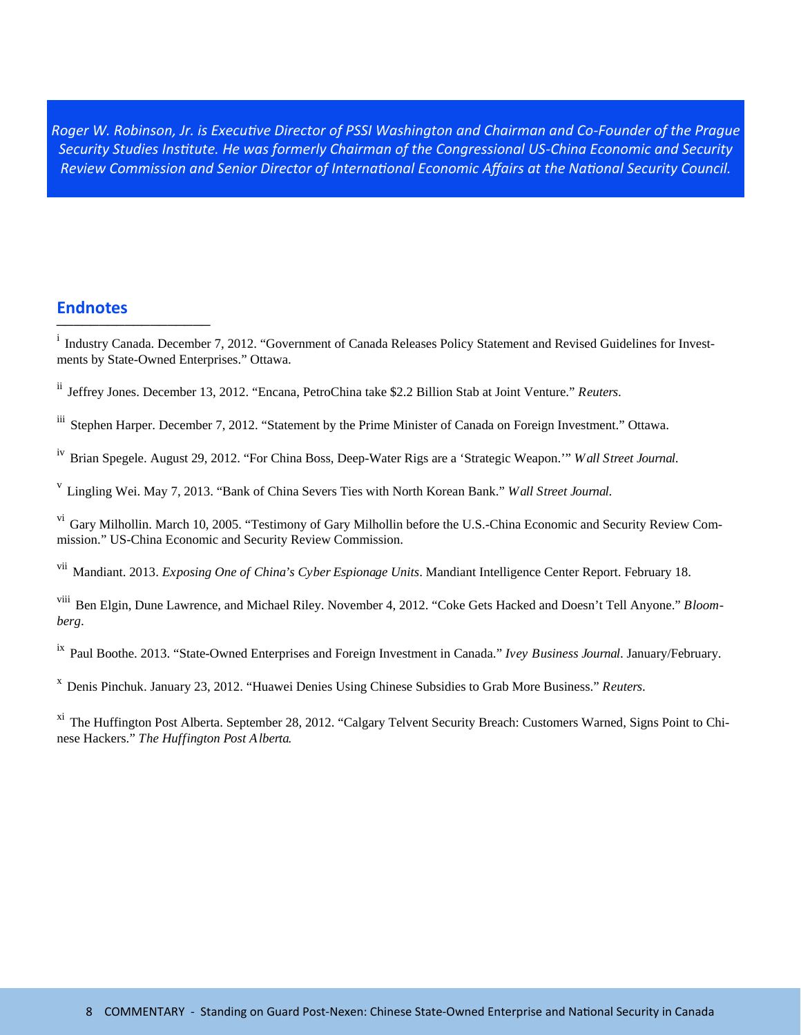*Roger W. Robinson, Jr. is Executive Director of PSSI Washington and Chairman and Co-Founder of the Prague Security Studies Institute. He was formerly Chairman of the Congressional US-China Economic and Security Review Commission and Senior Director of International Economic Affairs at the National Security Council.*

## Endnotes

[i] Industry Canada. December 7, 2012. "Government of Canada Releases Policy Statement and Revised Guidelines for Investments by State-Owned Enterprises." Ottawa.

[ii] Jeffrey Jones. December 13, 2012. "Encana, PetroChina take $2.2 Billion Stab at Joint Venture." *Reuters*.

[iii] Stephen Harper. December 7, 2012. "Statement by the Prime Minister of Canada on Foreign Investment." Ottawa.

[iv] Brian Spegele. August 29, 2012. "For China Boss, Deep-Water Rigs are a 'Strategic Weapon.'" *Wall Street Journal*.

[v] Lingling Wei. May 7, 2013. "Bank of China Severs Ties with North Korean Bank." *Wall Street Journal*.

[vi] Gary Milhollin. March 10, 2005. "Testimony of Gary Milhollin before the U.S.-China Economic and Security Review Commission." US-China Economic and Security Review Commission.

[vii] Mandiant. 2013. *Exposing One of China's Cyber Espionage Units*. Mandiant Intelligence Center Report. February 18.

[viii] Ben Elgin, Dune Lawrence, and Michael Riley. November 4, 2012. "Coke Gets Hacked and Doesn't Tell Anyone." *Bloomberg*.

[ix] Paul Boothe. 2013. "State-Owned Enterprises and Foreign Investment in Canada." *Ivey Business Journal*. January/February.

[x] Denis Pinchuk. January 23, 2012. "Huawei Denies Using Chinese Subsidies to Grab More Business." *Reuters*.

[xi] The Huffington Post Alberta. September 28, 2012. "Calgary Telvent Security Breach: Customers Warned, Signs Point to Chinese Hackers." *The Huffington Post Alberta*.